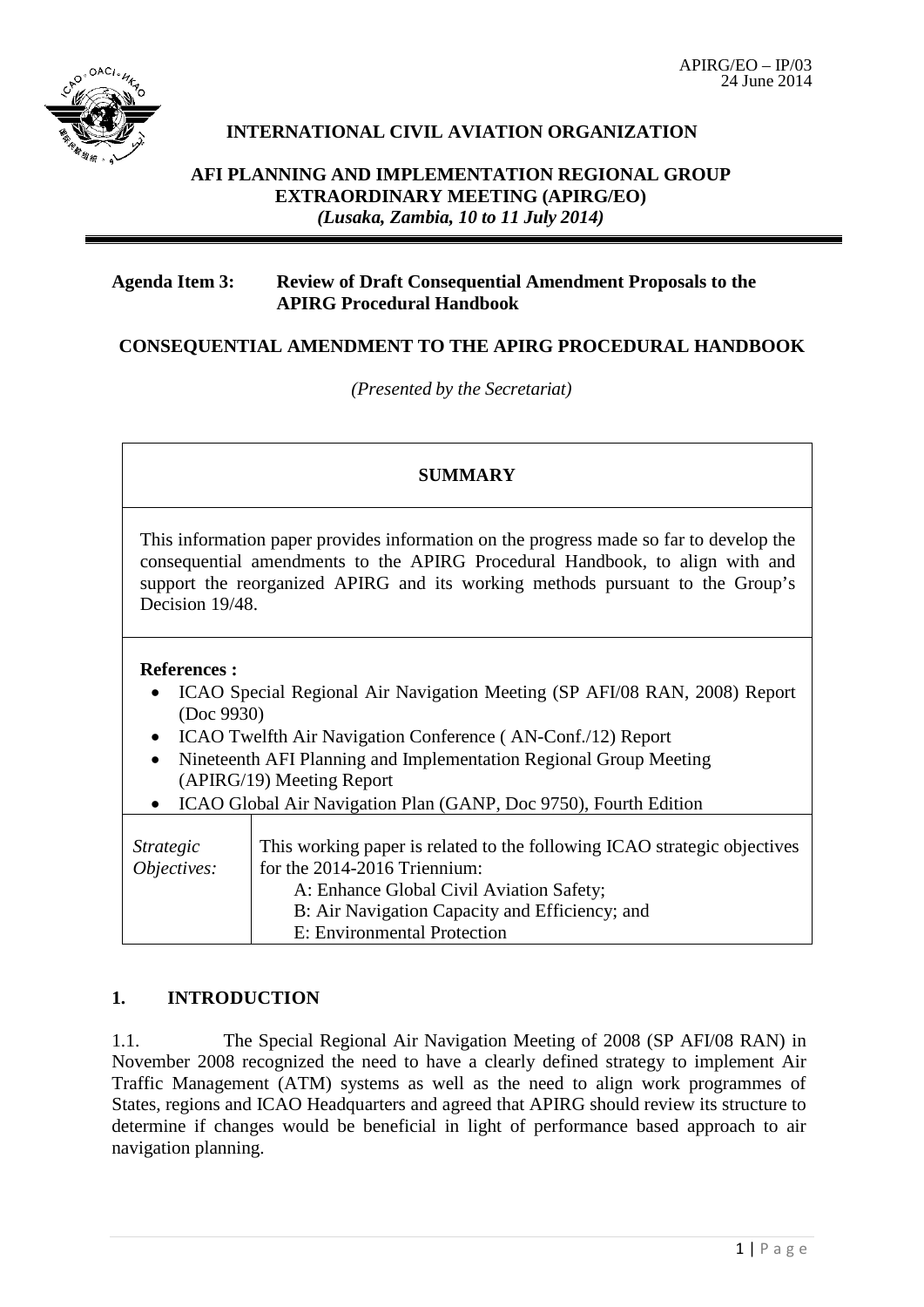APIRG/EO – IP/03
24 June 2014

**INTERNATIONAL CIVIL AVIATION ORGANIZATION**

**AFI PLANNING AND IMPLEMENTATION REGIONAL GROUP EXTRAORDINARY MEETING (APIRG/EO)**
***(Lusaka, Zambia, 10 to 11 July 2014)***

**Agenda Item 3: Review of Draft Consequential Amendment Proposals to the APIRG Procedural Handbook**

**CONSEQUENTIAL AMENDMENT TO THE APIRG PROCEDURAL HANDBOOK**

*(Presented by the Secretariat)*

| **SUMMARY** | |
|---|---|
| This information paper provides information on the progress made so far to develop the consequential amendments to the APIRG Procedural Handbook, to align with and support the reorganized APIRG and its working methods pursuant to the Group's Decision 19/48. | |
| **References :**<br>• ICAO Special Regional Air Navigation Meeting (SP AFI/08 RAN, 2008) Report (Doc 9930)<br>• ICAO Twelfth Air Navigation Conference ( AN-Conf./12) Report<br>• Nineteenth AFI Planning and Implementation Regional Group Meeting (APIRG/19) Meeting Report<br>• ICAO Global Air Navigation Plan (GANP, Doc 9750), Fourth Edition | |
| *Strategic Objectives:* | This working paper is related to the following ICAO strategic objectives for the 2014-2016 Triennium:<br>A: Enhance Global Civil Aviation Safety;<br>B: Air Navigation Capacity and Efficiency; and<br>E: Environmental Protection |

## 1. INTRODUCTION

1.1. The Special Regional Air Navigation Meeting of 2008 (SP AFI/08 RAN) in November 2008 recognized the need to have a clearly defined strategy to implement Air Traffic Management (ATM) systems as well as the need to align work programmes of States, regions and ICAO Headquarters and agreed that APIRG should review its structure to determine if changes would be beneficial in light of performance based approach to air navigation planning.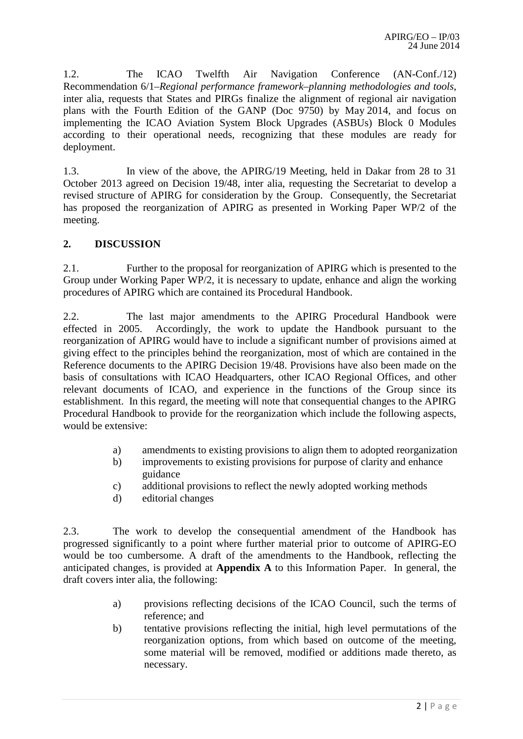1.2. The ICAO Twelfth Air Navigation Conference (AN-Conf./12) Recommendation 6/1–*Regional performance framework–planning methodologies and tools*, inter alia, requests that States and PIRGs finalize the alignment of regional air navigation plans with the Fourth Edition of the GANP (Doc 9750) by May 2014, and focus on implementing the ICAO Aviation System Block Upgrades (ASBUs) Block 0 Modules according to their operational needs, recognizing that these modules are ready for deployment.

1.3. In view of the above, the APIRG/19 Meeting, held in Dakar from 28 to 31 October 2013 agreed on Decision 19/48, inter alia, requesting the Secretariat to develop a revised structure of APIRG for consideration by the Group. Consequently, the Secretariat has proposed the reorganization of APIRG as presented in Working Paper WP/2 of the meeting.

## 2. DISCUSSION

2.1. Further to the proposal for reorganization of APIRG which is presented to the Group under Working Paper WP/2, it is necessary to update, enhance and align the working procedures of APIRG which are contained its Procedural Handbook.

2.2. The last major amendments to the APIRG Procedural Handbook were effected in 2005. Accordingly, the work to update the Handbook pursuant to the reorganization of APIRG would have to include a significant number of provisions aimed at giving effect to the principles behind the reorganization, most of which are contained in the Reference documents to the APIRG Decision 19/48. Provisions have also been made on the basis of consultations with ICAO Headquarters, other ICAO Regional Offices, and other relevant documents of ICAO, and experience in the functions of the Group since its establishment. In this regard, the meeting will note that consequential changes to the APIRG Procedural Handbook to provide for the reorganization which include the following aspects, would be extensive:

a) amendments to existing provisions to align them to adopted reorganization
b) improvements to existing provisions for purpose of clarity and enhance guidance
c) additional provisions to reflect the newly adopted working methods
d) editorial changes

2.3. The work to develop the consequential amendment of the Handbook has progressed significantly to a point where further material prior to outcome of APIRG-EO would be too cumbersome. A draft of the amendments to the Handbook, reflecting the anticipated changes, is provided at **Appendix A** to this Information Paper. In general, the draft covers inter alia, the following:

a) provisions reflecting decisions of the ICAO Council, such the terms of reference; and
b) tentative provisions reflecting the initial, high level permutations of the reorganization options, from which based on outcome of the meeting, some material will be removed, modified or additions made thereto, as necessary.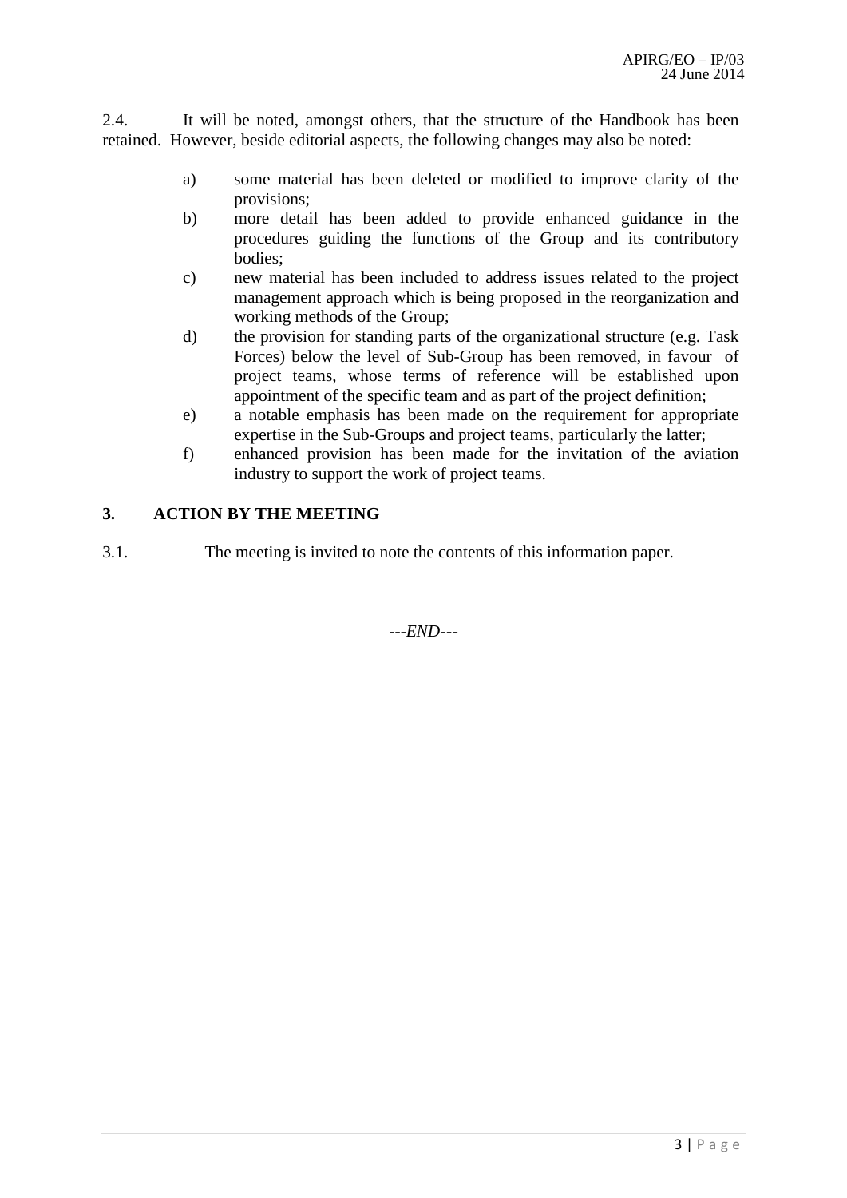2.4. It will be noted, amongst others, that the structure of the Handbook has been retained. However, beside editorial aspects, the following changes may also be noted:

a) some material has been deleted or modified to improve clarity of the provisions;
b) more detail has been added to provide enhanced guidance in the procedures guiding the functions of the Group and its contributory bodies;
c) new material has been included to address issues related to the project management approach which is being proposed in the reorganization and working methods of the Group;
d) the provision for standing parts of the organizational structure (e.g. Task Forces) below the level of Sub-Group has been removed, in favour of project teams, whose terms of reference will be established upon appointment of the specific team and as part of the project definition;
e) a notable emphasis has been made on the requirement for appropriate expertise in the Sub-Groups and project teams, particularly the latter;
f) enhanced provision has been made for the invitation of the aviation industry to support the work of project teams.

## 3. ACTION BY THE MEETING

3.1. The meeting is invited to note the contents of this information paper.

*---END---*